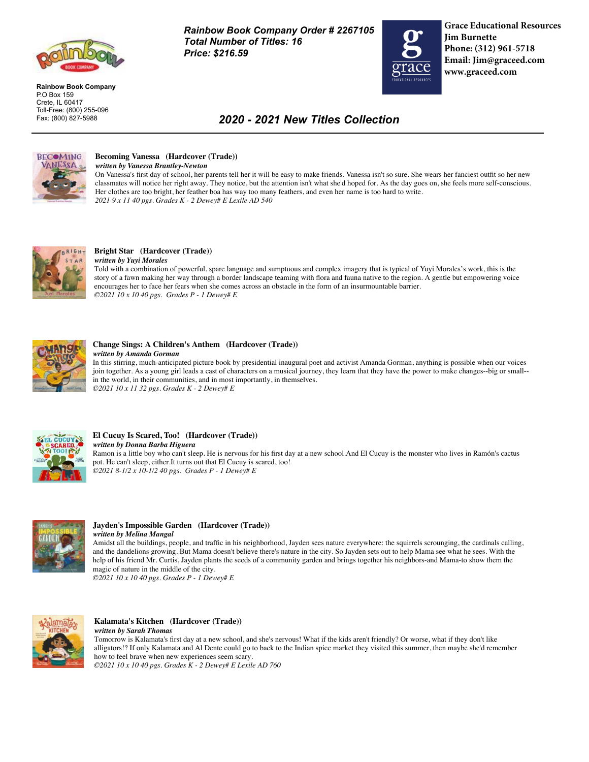Rainbow Book Company
P.O Box 159
Crete, IL 60417
Toll-Free: (800) 255-096
Fax: (800) 827-5988

***Rainbow Book Company Order # 2267105***
***Total Number of Titles: 16***
***Price: $216.59***

**Grace Educational Resources**
**Jim Burnette**
**Phone: (312) 961-5718**
**Email: Jim@graceed.com**
**www.graceed.com**

## *2020 - 2021 New Titles Collection*

---

**Becoming Vanessa (Hardcover (Trade))**
***written by Vanessa Brantley-Newton***
On Vanessa's first day of school, her parents tell her it will be easy to make friends. Vanessa isn't so sure. She wears her fanciest outfit so her new classmates will notice her right away. They notice, but the attention isn't what she'd hoped for. As the day goes on, she feels more self-conscious. Her clothes are too bright, her feather boa has way too many feathers, and even her name is too hard to write.
*2021 9 x 11 40 pgs. Grades K - 2 Dewey# E Lexile AD 540*

**Bright Star (Hardcover (Trade))**
***written by Yuyi Morales***
Told with a combination of powerful, spare language and sumptuous and complex imagery that is typical of Yuyi Morales's work, this is the story of a fawn making her way through a border landscape teaming with flora and fauna native to the region. A gentle but empowering voice encourages her to face her fears when she comes across an obstacle in the form of an insurmountable barrier.
*©2021 10 x 10 40 pgs. Grades P - 1 Dewey# E*

**Change Sings: A Children's Anthem (Hardcover (Trade))**
***written by Amanda Gorman***
In this stirring, much-anticipated picture book by presidential inaugural poet and activist Amanda Gorman, anything is possible when our voices join together. As a young girl leads a cast of characters on a musical journey, they learn that they have the power to make changes--big or small--in the world, in their communities, and in most importantly, in themselves.
*©2021 10 x 11 32 pgs. Grades K - 2 Dewey# E*

**El Cucuy Is Scared, Too! (Hardcover (Trade))**
***written by Donna Barba Higuera***
Ramon is a little boy who can't sleep. He is nervous for his first day at a new school.And El Cucuy is the monster who lives in Ramón's cactus pot. He can't sleep, either.It turns out that El Cucuy is scared, too!
*©2021 8-1/2 x 10-1/2 40 pgs. Grades P - 1 Dewey# E*

**Jayden's Impossible Garden (Hardcover (Trade))**
***written by Melina Mangal***
Amidst all the buildings, people, and traffic in his neighborhood, Jayden sees nature everywhere: the squirrels scrounging, the cardinals calling, and the dandelions growing. But Mama doesn't believe there's nature in the city. So Jayden sets out to help Mama see what he sees. With the help of his friend Mr. Curtis, Jayden plants the seeds of a community garden and brings together his neighbors-and Mama-to show them the magic of nature in the middle of the city.
*©2021 10 x 10 40 pgs. Grades P - 1 Dewey# E*

**Kalamata's Kitchen (Hardcover (Trade))**
***written by Sarah Thomas***
Tomorrow is Kalamata's first day at a new school, and she's nervous! What if the kids aren't friendly? Or worse, what if they don't like alligators!? If only Kalamata and Al Dente could go to back to the Indian spice market they visited this summer, then maybe she'd remember how to feel brave when new experiences seem scary.
*©2021 10 x 10 40 pgs. Grades K - 2 Dewey# E Lexile AD 760*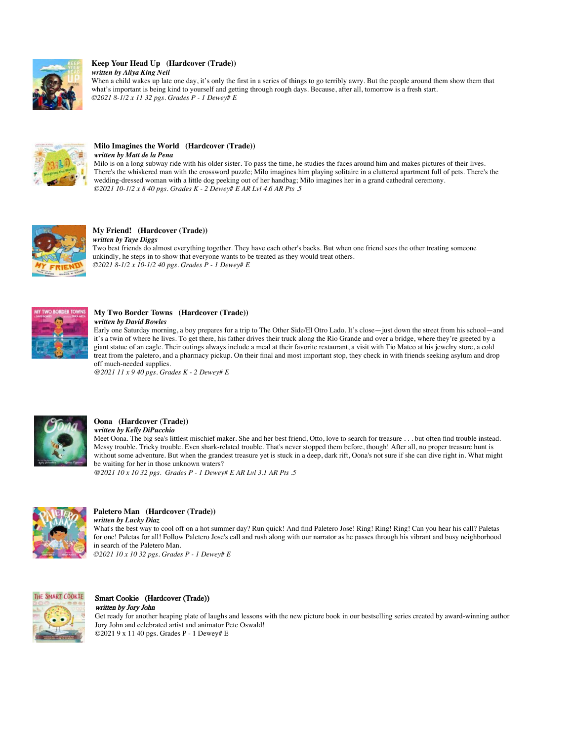**Keep Your Head Up (Hardcover (Trade))**
***written by Aliya King Neil***
When a child wakes up late one day, it's only the first in a series of things to go terribly awry. But the people around them show them that what's important is being kind to yourself and getting through rough days. Because, after all, tomorrow is a fresh start.
*©2021 8-1/2 x 11 32 pgs. Grades P - 1 Dewey# E*

**Milo Imagines the World (Hardcover (Trade))**
***written by Matt de la Pena***
Milo is on a long subway ride with his older sister. To pass the time, he studies the faces around him and makes pictures of their lives. There's the whiskered man with the crossword puzzle; Milo imagines him playing solitaire in a cluttered apartment full of pets. There's the wedding-dressed woman with a little dog peeking out of her handbag; Milo imagines her in a grand cathedral ceremony.
*©2021 10-1/2 x 8 40 pgs. Grades K - 2 Dewey# E AR Lvl 4.6 AR Pts .5*

**My Friend! (Hardcover (Trade))**
***written by Taye Diggs***
Two best friends do almost everything together. They have each other's backs. But when one friend sees the other treating someone unkindly, he steps in to show that everyone wants to be treated as they would treat others.
*©2021 8-1/2 x 10-1/2 40 pgs. Grades P - 1 Dewey# E*

**My Two Border Towns (Hardcover (Trade))**
***written by David Bowles***
Early one Saturday morning, a boy prepares for a trip to The Other Side/El Otro Lado. It's close—just down the street from his school—and it's a twin of where he lives. To get there, his father drives their truck along the Rio Grande and over a bridge, where they're greeted by a giant statue of an eagle. Their outings always include a meal at their favorite restaurant, a visit with Tío Mateo at his jewelry store, a cold treat from the paletero, and a pharmacy pickup. On their final and most important stop, they check in with friends seeking asylum and drop off much-needed supplies.
*@2021 11 x 9 40 pgs. Grades K - 2 Dewey# E*

**Oona (Hardcover (Trade))**
***written by Kelly DiPucchio***
Meet Oona. The big sea's littlest mischief maker. She and her best friend, Otto, love to search for treasure . . . but often find trouble instead. Messy trouble. Tricky trouble. Even shark-related trouble. That's never stopped them before, though! After all, no proper treasure hunt is without some adventure. But when the grandest treasure yet is stuck in a deep, dark rift, Oona's not sure if she can dive right in. What might be waiting for her in those unknown waters?
*@2021 10 x 10 32 pgs. Grades P - 1 Dewey# E AR Lvl 3.1 AR Pts .5*

**Paletero Man (Hardcover (Trade))**
***written by Lucky Diaz***
What's the best way to cool off on a hot summer day? Run quick! And find Paletero Jose! Ring! Ring! Ring! Can you hear his call? Paletas for one! Paletas for all! Follow Paletero Jose's call and rush along with our narrator as he passes through his vibrant and busy neighborhood in search of the Paletero Man.
*©2021 10 x 10 32 pgs. Grades P - 1 Dewey# E*

**Smart Cookie (Hardcover (Trade))**
***written by Jory John***
Get ready for another heaping plate of laughs and lessons with the new picture book in our bestselling series created by award-winning author Jory John and celebrated artist and animator Pete Oswald!
©2021 9 x 11 40 pgs. Grades P - 1 Dewey# E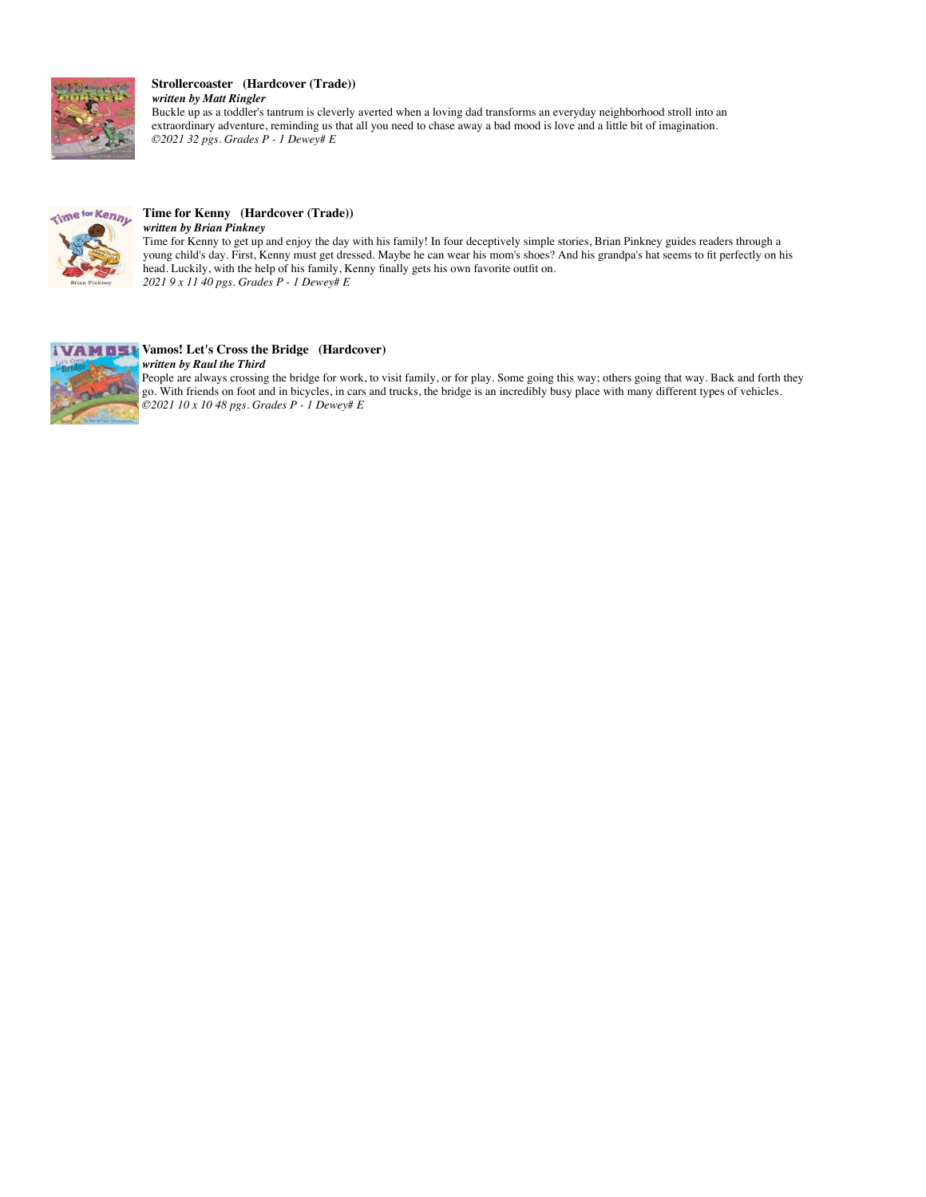**Strollercoaster (Hardcover (Trade))**
***written by Matt Ringler***
Buckle up as a toddler's tantrum is cleverly averted when a loving dad transforms an everyday neighborhood stroll into an extraordinary adventure, reminding us that all you need to chase away a bad mood is love and a little bit of imagination.
*©2021 32 pgs. Grades P - 1 Dewey# E*

**Time for Kenny (Hardcover (Trade))**
***written by Brian Pinkney***
Time for Kenny to get up and enjoy the day with his family! In four deceptively simple stories, Brian Pinkney guides readers through a young child's day. First, Kenny must get dressed. Maybe he can wear his mom's shoes? And his grandpa's hat seems to fit perfectly on his head. Luckily, with the help of his family, Kenny finally gets his own favorite outfit on.
*2021 9 x 11 40 pgs. Grades P - 1 Dewey# E*

**Vamos! Let's Cross the Bridge (Hardcover)**
***written by Raul the Third***
People are always crossing the bridge for work, to visit family, or for play. Some going this way; others going that way. Back and forth they go. With friends on foot and in bicycles, in cars and trucks, the bridge is an incredibly busy place with many different types of vehicles.
*©2021 10 x 10 48 pgs. Grades P - 1 Dewey# E*